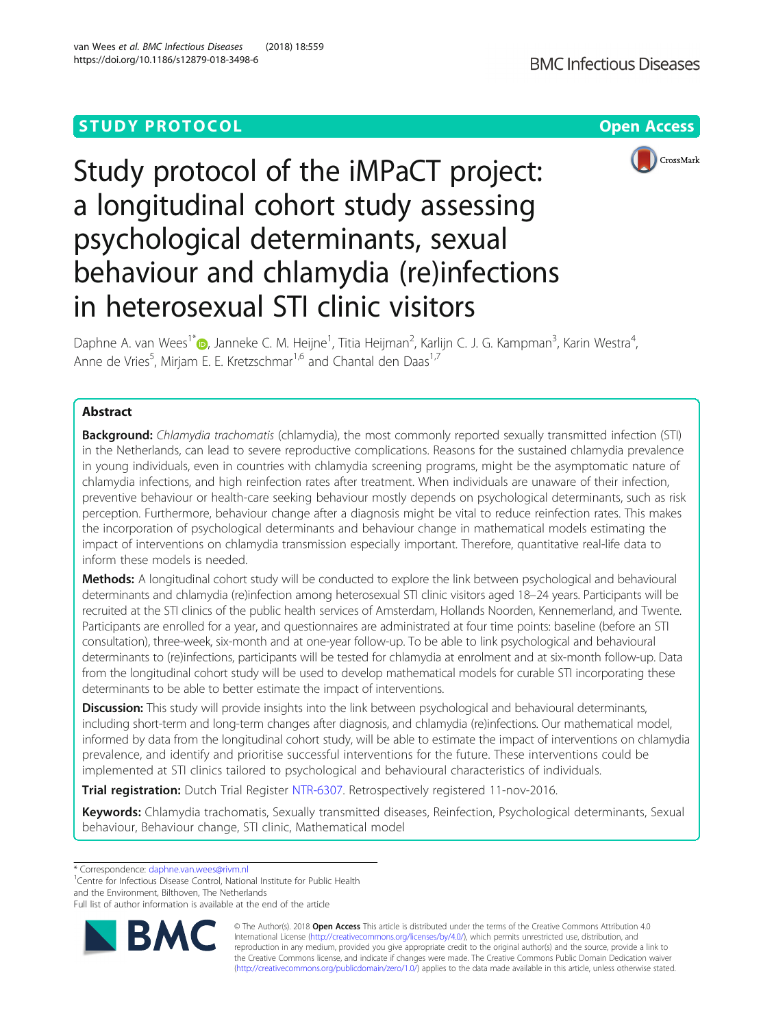**STUDY PROTOCOL** **Open Access**

# Study protocol of the iMPaCT project: a longitudinal cohort study assessing psychological determinants, sexual behaviour and chlamydia (re)infections in heterosexual STI clinic visitors

Daphne A. van Wees[1*], Janneke C. M. Heijne[1], Titia Heijman[2], Karlijn C. J. G. Kampman[3], Karin Westra[4], Anne de Vries[5], Mirjam E. E. Kretzschmar[1,6] and Chantal den Daas[1,7]

## Abstract

**Background:** *Chlamydia trachomatis* (chlamydia), the most commonly reported sexually transmitted infection (STI) in the Netherlands, can lead to severe reproductive complications. Reasons for the sustained chlamydia prevalence in young individuals, even in countries with chlamydia screening programs, might be the asymptomatic nature of chlamydia infections, and high reinfection rates after treatment. When individuals are unaware of their infection, preventive behaviour or health-care seeking behaviour mostly depends on psychological determinants, such as risk perception. Furthermore, behaviour change after a diagnosis might be vital to reduce reinfection rates. This makes the incorporation of psychological determinants and behaviour change in mathematical models estimating the impact of interventions on chlamydia transmission especially important. Therefore, quantitative real-life data to inform these models is needed.

**Methods:** A longitudinal cohort study will be conducted to explore the link between psychological and behavioural determinants and chlamydia (re)infection among heterosexual STI clinic visitors aged 18–24 years. Participants will be recruited at the STI clinics of the public health services of Amsterdam, Hollands Noorden, Kennemerland, and Twente. Participants are enrolled for a year, and questionnaires are administrated at four time points: baseline (before an STI consultation), three-week, six-month and at one-year follow-up. To be able to link psychological and behavioural determinants to (re)infections, participants will be tested for chlamydia at enrolment and at six-month follow-up. Data from the longitudinal cohort study will be used to develop mathematical models for curable STI incorporating these determinants to be able to better estimate the impact of interventions.

**Discussion:** This study will provide insights into the link between psychological and behavioural determinants, including short-term and long-term changes after diagnosis, and chlamydia (re)infections. Our mathematical model, informed by data from the longitudinal cohort study, will be able to estimate the impact of interventions on chlamydia prevalence, and identify and prioritise successful interventions for the future. These interventions could be implemented at STI clinics tailored to psychological and behavioural characteristics of individuals.

**Trial registration:** Dutch Trial Register NTR-6307. Retrospectively registered 11-nov-2016.

**Keywords:** Chlamydia trachomatis, Sexually transmitted diseases, Reinfection, Psychological determinants, Sexual behaviour, Behaviour change, STI clinic, Mathematical model

---

* Correspondence: daphne.van.wees@rivm.nl
[1]Centre for Infectious Disease Control, National Institute for Public Health and the Environment, Bilthoven, The Netherlands
Full list of author information is available at the end of the article

© The Author(s). 2018 **Open Access** This article is distributed under the terms of the Creative Commons Attribution 4.0 International License (http://creativecommons.org/licenses/by/4.0/), which permits unrestricted use, distribution, and reproduction in any medium, provided you give appropriate credit to the original author(s) and the source, provide a link to the Creative Commons license, and indicate if changes were made. The Creative Commons Public Domain Dedication waiver (http://creativecommons.org/publicdomain/zero/1.0/) applies to the data made available in this article, unless otherwise stated.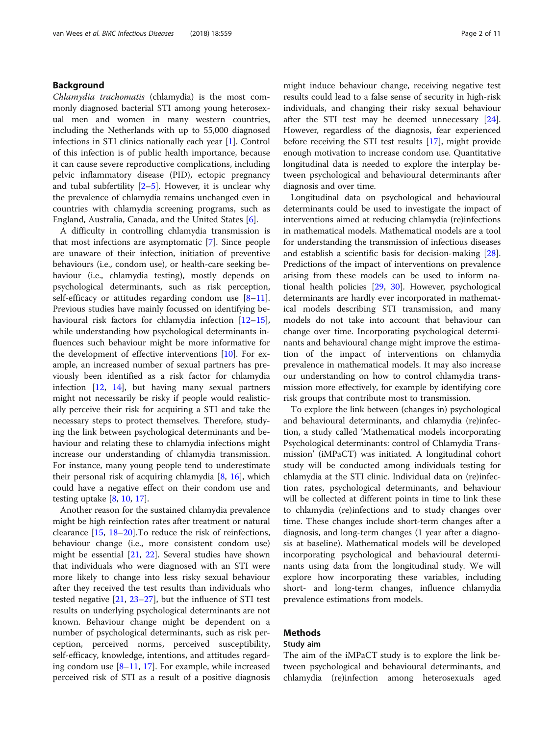## Background

*Chlamydia trachomatis* (chlamydia) is the most commonly diagnosed bacterial STI among young heterosexual men and women in many western countries, including the Netherlands with up to 55,000 diagnosed infections in STI clinics nationally each year [1]. Control of this infection is of public health importance, because it can cause severe reproductive complications, including pelvic inflammatory disease (PID), ectopic pregnancy and tubal subfertility [2–5]. However, it is unclear why the prevalence of chlamydia remains unchanged even in countries with chlamydia screening programs, such as England, Australia, Canada, and the United States [6].

A difficulty in controlling chlamydia transmission is that most infections are asymptomatic [7]. Since people are unaware of their infection, initiation of preventive behaviours (i.e., condom use), or health-care seeking behaviour (i.e., chlamydia testing), mostly depends on psychological determinants, such as risk perception, self-efficacy or attitudes regarding condom use [8–11]. Previous studies have mainly focussed on identifying behavioural risk factors for chlamydia infection [12–15], while understanding how psychological determinants influences such behaviour might be more informative for the development of effective interventions [10]. For example, an increased number of sexual partners has previously been identified as a risk factor for chlamydia infection [12, 14], but having many sexual partners might not necessarily be risky if people would realistically perceive their risk for acquiring a STI and take the necessary steps to protect themselves. Therefore, studying the link between psychological determinants and behaviour and relating these to chlamydia infections might increase our understanding of chlamydia transmission. For instance, many young people tend to underestimate their personal risk of acquiring chlamydia [8, 16], which could have a negative effect on their condom use and testing uptake [8, 10, 17].

Another reason for the sustained chlamydia prevalence might be high reinfection rates after treatment or natural clearance [15, 18–20].To reduce the risk of reinfections, behaviour change (i.e., more consistent condom use) might be essential [21, 22]. Several studies have shown that individuals who were diagnosed with an STI were more likely to change into less risky sexual behaviour after they received the test results than individuals who tested negative [21, 23–27], but the influence of STI test results on underlying psychological determinants are not known. Behaviour change might be dependent on a number of psychological determinants, such as risk perception, perceived norms, perceived susceptibility, self-efficacy, knowledge, intentions, and attitudes regarding condom use [8–11, 17]. For example, while increased perceived risk of STI as a result of a positive diagnosis might induce behaviour change, receiving negative test results could lead to a false sense of security in high-risk individuals, and changing their risky sexual behaviour after the STI test may be deemed unnecessary [24]. However, regardless of the diagnosis, fear experienced before receiving the STI test results [17], might provide enough motivation to increase condom use. Quantitative longitudinal data is needed to explore the interplay between psychological and behavioural determinants after diagnosis and over time.

Longitudinal data on psychological and behavioural determinants could be used to investigate the impact of interventions aimed at reducing chlamydia (re)infections in mathematical models. Mathematical models are a tool for understanding the transmission of infectious diseases and establish a scientific basis for decision-making [28]. Predictions of the impact of interventions on prevalence arising from these models can be used to inform national health policies [29, 30]. However, psychological determinants are hardly ever incorporated in mathematical models describing STI transmission, and many models do not take into account that behaviour can change over time. Incorporating psychological determinants and behavioural change might improve the estimation of the impact of interventions on chlamydia prevalence in mathematical models. It may also increase our understanding on how to control chlamydia transmission more effectively, for example by identifying core risk groups that contribute most to transmission.

To explore the link between (changes in) psychological and behavioural determinants, and chlamydia (re)infection, a study called 'Mathematical models incorporating Psychological determinants: control of Chlamydia Transmission' (iMPaCT) was initiated. A longitudinal cohort study will be conducted among individuals testing for chlamydia at the STI clinic. Individual data on (re)infection rates, psychological determinants, and behaviour will be collected at different points in time to link these to chlamydia (re)infections and to study changes over time. These changes include short-term changes after a diagnosis, and long-term changes (1 year after a diagnosis at baseline). Mathematical models will be developed incorporating psychological and behavioural determinants using data from the longitudinal study. We will explore how incorporating these variables, including short- and long-term changes, influence chlamydia prevalence estimations from models.

## Methods

### Study aim

The aim of the iMPaCT study is to explore the link between psychological and behavioural determinants, and chlamydia (re)infection among heterosexuals aged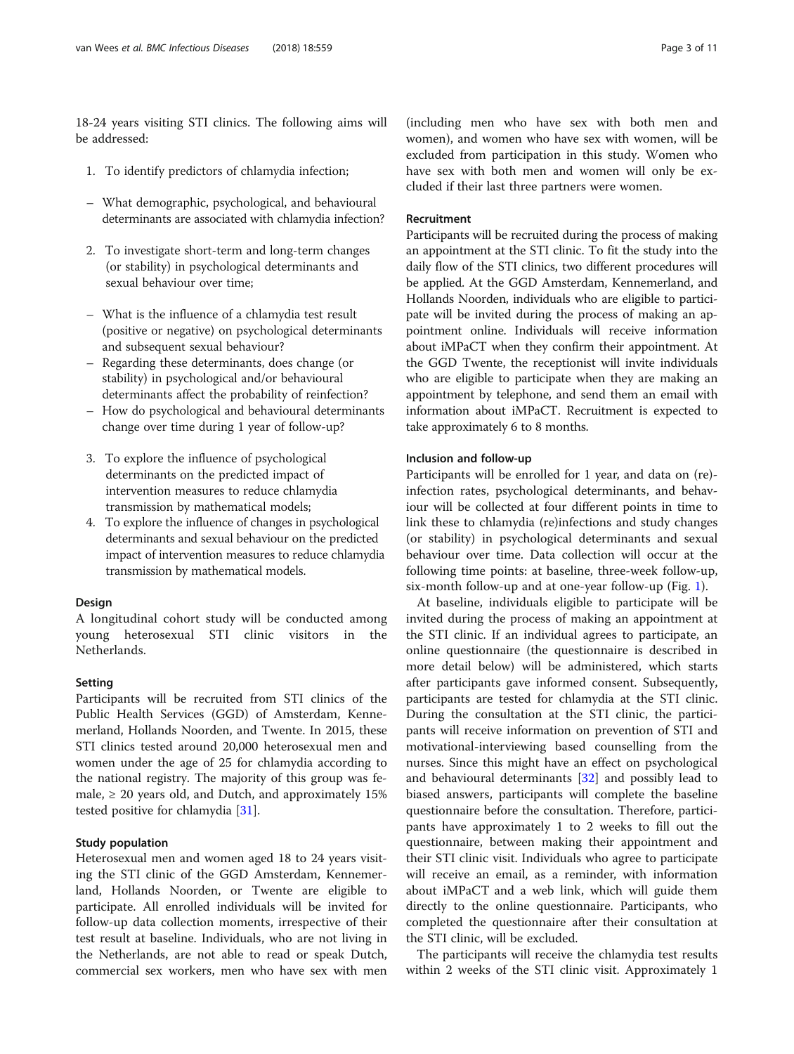18-24 years visiting STI clinics. The following aims will be addressed:

1. To identify predictors of chlamydia infection;

– What demographic, psychological, and behavioural determinants are associated with chlamydia infection?

2. To investigate short-term and long-term changes (or stability) in psychological determinants and sexual behaviour over time;

– What is the influence of a chlamydia test result (positive or negative) on psychological determinants and subsequent sexual behaviour?
– Regarding these determinants, does change (or stability) in psychological and/or behavioural determinants affect the probability of reinfection?
– How do psychological and behavioural determinants change over time during 1 year of follow-up?

3. To explore the influence of psychological determinants on the predicted impact of intervention measures to reduce chlamydia transmission by mathematical models;
4. To explore the influence of changes in psychological determinants and sexual behaviour on the predicted impact of intervention measures to reduce chlamydia transmission by mathematical models.

### Design

A longitudinal cohort study will be conducted among young heterosexual STI clinic visitors in the Netherlands.

### Setting

Participants will be recruited from STI clinics of the Public Health Services (GGD) of Amsterdam, Kennemerland, Hollands Noorden, or Twente. In 2015, these STI clinics tested around 20,000 heterosexual men and women under the age of 25 for chlamydia according to the national registry. The majority of this group was female, ≥ 20 years old, and Dutch, and approximately 15% tested positive for chlamydia [31].

### Study population

Heterosexual men and women aged 18 to 24 years visiting the STI clinic of the GGD Amsterdam, Kennemerland, Hollands Noorden, or Twente are eligible to participate. All enrolled individuals will be invited for follow-up data collection moments, irrespective of their test result at baseline. Individuals, who are not living in the Netherlands, are not able to read or speak Dutch, commercial sex workers, men who have sex with men (including men who have sex with both men and women), and women who have sex with women, will be excluded from participation in this study. Women who have sex with both men and women will only be excluded if their last three partners were women.

### Recruitment

Participants will be recruited during the process of making an appointment at the STI clinic. To fit the study into the daily flow of the STI clinics, two different procedures will be applied. At the GGD Amsterdam, Kennemerland, and Hollands Noorden, individuals who are eligible to participate will be invited during the process of making an appointment online. Individuals will receive information about iMPaCT when they confirm their appointment. At the GGD Twente, the receptionist will invite individuals who are eligible to participate when they are making an appointment by telephone, and send them an email with information about iMPaCT. Recruitment is expected to take approximately 6 to 8 months.

### Inclusion and follow-up

Participants will be enrolled for 1 year, and data on (re)-infection rates, psychological determinants, and behaviour will be collected at four different points in time to link these to chlamydia (re)infections and study changes (or stability) in psychological determinants and sexual behaviour over time. Data collection will occur at the following time points: at baseline, three-week follow-up, six-month follow-up and at one-year follow-up (Fig. 1).

At baseline, individuals eligible to participate will be invited during the process of making an appointment at the STI clinic. If an individual agrees to participate, an online questionnaire (the questionnaire is described in more detail below) will be administered, which starts after participants gave informed consent. Subsequently, participants are tested for chlamydia at the STI clinic. During the consultation at the STI clinic, the participants will receive information on prevention of STI and motivational-interviewing based counselling from the nurses. Since this might have an effect on psychological and behavioural determinants [32] and possibly lead to biased answers, participants will complete the baseline questionnaire before the consultation. Therefore, participants have approximately 1 to 2 weeks to fill out the questionnaire, between making their appointment and their STI clinic visit. Individuals who agree to participate will receive an email, as a reminder, with information about iMPaCT and a web link, which will guide them directly to the online questionnaire. Participants, who completed the questionnaire after their consultation at the STI clinic, will be excluded.

The participants will receive the chlamydia test results within 2 weeks of the STI clinic visit. Approximately 1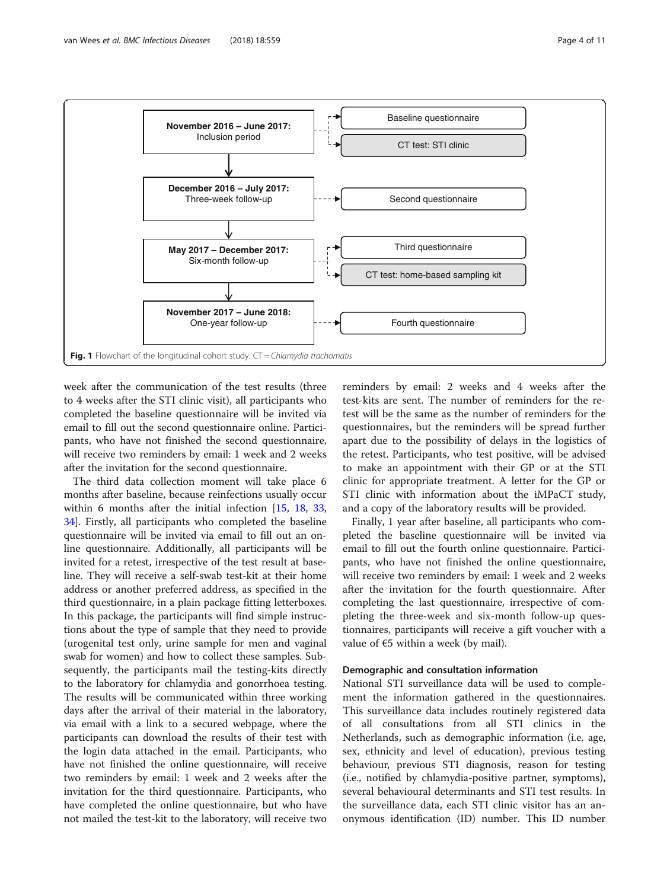November 2016 – June 2017: Inclusion period → Baseline questionnaire; CT test: STI clinic

December 2016 – July 2017: Three-week follow-up → Second questionnaire

May 2017 – December 2017: Six-month follow-up → Third questionnaire; CT test: home-based sampling kit

November 2017 – June 2018: One-year follow-up → Fourth questionnaire

**Fig. 1** Flowchart of the longitudinal cohort study. CT = *Chlamydia trachomatis*

week after the communication of the test results (three to 4 weeks after the STI clinic visit), all participants who completed the baseline questionnaire will be invited via email to fill out the second questionnaire online. Participants, who have not finished the second questionnaire, will receive two reminders by email: 1 week and 2 weeks after the invitation for the second questionnaire.

The third data collection moment will take place 6 months after baseline, because reinfections usually occur within 6 months after the initial infection [15, 18, 33, 34]. Firstly, all participants who completed the baseline questionnaire will be invited via email to fill out an online questionnaire. Additionally, all participants will be invited for a retest, irrespective of the test result at baseline. They will receive a self-swab test-kit at their home address or another preferred address, as specified in the third questionnaire, in a plain package fitting letterboxes. In this package, the participants will find simple instructions about the type of sample that they need to provide (urogenital test only, urine sample for men and vaginal swab for women) and how to collect these samples. Subsequently, the participants mail the testing-kits directly to the laboratory for chlamydia and gonorrhoea testing. The results will be communicated within three working days after the arrival of their material in the laboratory, via email with a link to a secured webpage, where the participants can download the results of their test with the login data attached in the email. Participants, who have not finished the online questionnaire, will receive two reminders by email: 1 week and 2 weeks after the invitation for the third questionnaire. Participants, who have completed the online questionnaire, but who have not mailed the test-kit to the laboratory, will receive two reminders by email: 2 weeks and 4 weeks after the test-kits are sent. The number of reminders for the retest will be the same as the number of reminders for the questionnaires, but the reminders will be spread further apart due to the possibility of delays in the logistics of the retest. Participants, who test positive, will be advised to make an appointment with their GP or at the STI clinic for appropriate treatment. A letter for the GP or STI clinic with information about the iMPaCT study, and a copy of the laboratory results will be provided.

Finally, 1 year after baseline, all participants who completed the baseline questionnaire will be invited via email to fill out the fourth online questionnaire. Participants, who have not finished the online questionnaire, will receive two reminders by email: 1 week and 2 weeks after the invitation for the fourth questionnaire. After completing the last questionnaire, irrespective of completing the three-week and six-month follow-up questionnaires, participants will receive a gift voucher with a value of €5 within a week (by mail).

## Demographic and consultation information

National STI surveillance data will be used to complement the information gathered in the questionnaires. This surveillance data includes routinely registered data of all consultations from all STI clinics in the Netherlands, such as demographic information (i.e. age, sex, ethnicity and level of education), previous testing behaviour, previous STI diagnosis, reason for testing (i.e., notified by chlamydia-positive partner, symptoms), several behavioural determinants and STI test results. In the surveillance data, each STI clinic visitor has an anonymous identification (ID) number. This ID number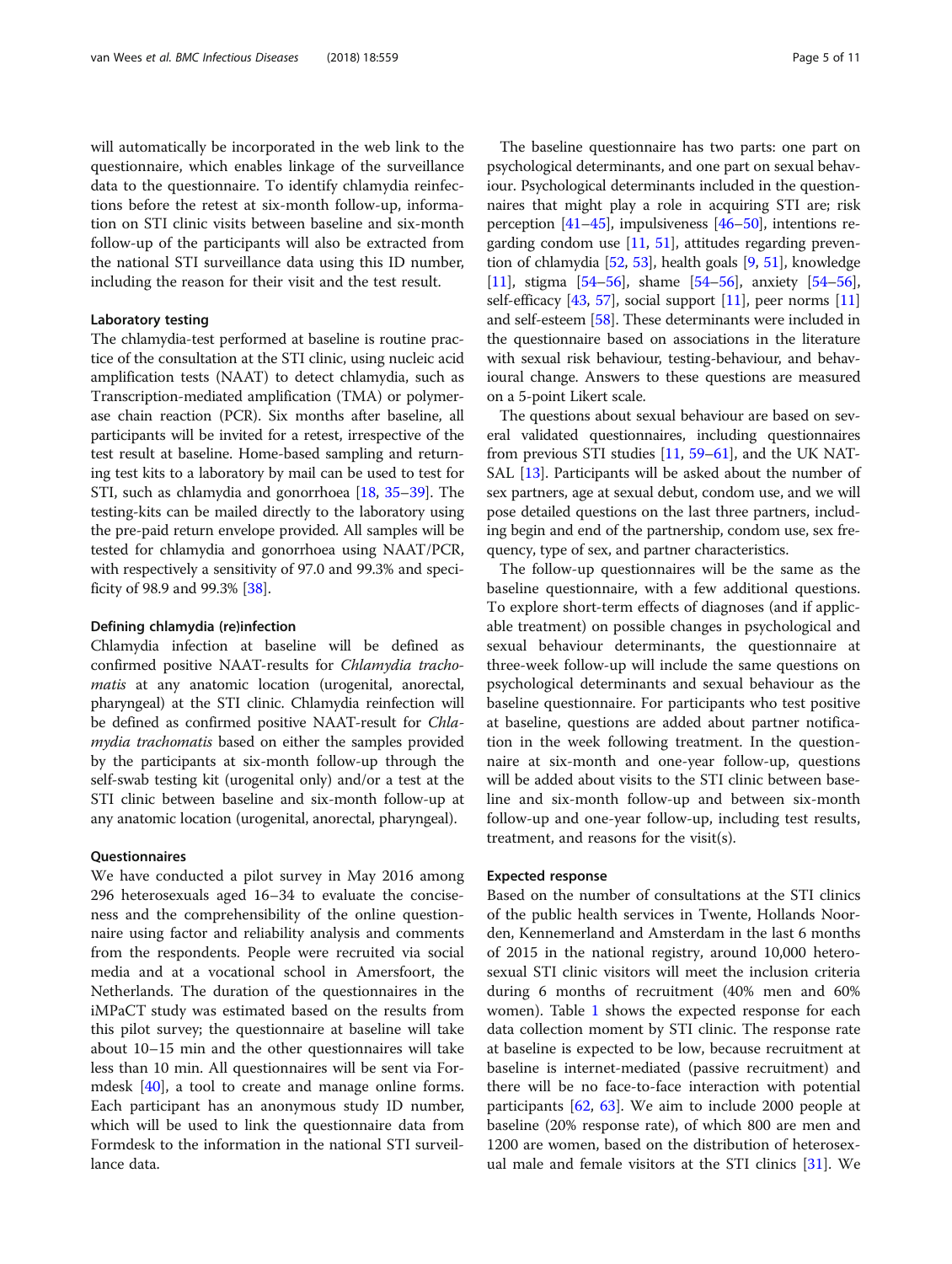will automatically be incorporated in the web link to the questionnaire, which enables linkage of the surveillance data to the questionnaire. To identify chlamydia reinfections before the retest at six-month follow-up, information on STI clinic visits between baseline and six-month follow-up of the participants will also be extracted from the national STI surveillance data using this ID number, including the reason for their visit and the test result.

#### Laboratory testing

The chlamydia-test performed at baseline is routine practice of the consultation at the STI clinic, using nucleic acid amplification tests (NAAT) to detect chlamydia, such as Transcription-mediated amplification (TMA) or polymerase chain reaction (PCR). Six months after baseline, all participants will be invited for a retest, irrespective of the test result at baseline. Home-based sampling and returning test kits to a laboratory by mail can be used to test for STI, such as chlamydia and gonorrhoea [18, 35–39]. The testing-kits can be mailed directly to the laboratory using the pre-paid return envelope provided. All samples will be tested for chlamydia and gonorrhoea using NAAT/PCR, with respectively a sensitivity of 97.0 and 99.3% and specificity of 98.9 and 99.3% [38].

#### Defining chlamydia (re)infection

Chlamydia infection at baseline will be defined as confirmed positive NAAT-results for *Chlamydia trachomatis* at any anatomic location (urogenital, anorectal, pharyngeal) at the STI clinic. Chlamydia reinfection will be defined as confirmed positive NAAT-result for *Chlamydia trachomatis* based on either the samples provided by the participants at six-month follow-up through the self-swab testing kit (urogenital only) and/or a test at the STI clinic between baseline and six-month follow-up at any anatomic location (urogenital, anorectal, pharyngeal).

#### Questionnaires

We have conducted a pilot survey in May 2016 among 296 heterosexuals aged 16–34 to evaluate the conciseness and the comprehensibility of the online questionnaire using factor and reliability analysis and comments from the respondents. People were recruited via social media and at a vocational school in Amersfoort, the Netherlands. The duration of the questionnaires in the iMPaCT study was estimated based on the results from this pilot survey; the questionnaire at baseline will take about 10–15 min and the other questionnaires will take less than 10 min. All questionnaires will be sent via Formdesk [40], a tool to create and manage online forms. Each participant has an anonymous study ID number, which will be used to link the questionnaire data from Formdesk to the information in the national STI surveillance data.

The baseline questionnaire has two parts: one part on psychological determinants, and one part on sexual behaviour. Psychological determinants included in the questionnaires that might play a role in acquiring STI are; risk perception [41–45], impulsiveness [46–50], intentions regarding condom use [11, 51], attitudes regarding prevention of chlamydia [52, 53], health goals [9, 51], knowledge [11], stigma [54–56], shame [54–56], anxiety [54–56], self-efficacy [43, 57], social support [11], peer norms [11] and self-esteem [58]. These determinants were included in the questionnaire based on associations in the literature with sexual risk behaviour, testing-behaviour, and behavioural change. Answers to these questions are measured on a 5-point Likert scale.

The questions about sexual behaviour are based on several validated questionnaires, including questionnaires from previous STI studies [11, 59–61], and the UK NATSAL [13]. Participants will be asked about the number of sex partners, age at sexual debut, condom use, and we will pose detailed questions on the last three partners, including begin and end of the partnership, condom use, sex frequency, type of sex, and partner characteristics.

The follow-up questionnaires will be the same as the baseline questionnaire, with a few additional questions. To explore short-term effects of diagnoses (and if applicable treatment) on possible changes in psychological and sexual behaviour determinants, the questionnaire at three-week follow-up will include the same questions on psychological determinants and sexual behaviour as the baseline questionnaire. For participants who test positive at baseline, questions are added about partner notification in the week following treatment. In the questionnaire at six-month and one-year follow-up, questions will be added about visits to the STI clinic between baseline and six-month follow-up and between six-month follow-up and one-year follow-up, including test results, treatment, and reasons for the visit(s).

#### Expected response

Based on the number of consultations at the STI clinics of the public health services in Twente, Hollands Noorden, Kennemerland and Amsterdam in the last 6 months of 2015 in the national registry, around 10,000 heterosexual STI clinic visitors will meet the inclusion criteria during 6 months of recruitment (40% men and 60% women). Table 1 shows the expected response for each data collection moment by STI clinic. The response rate at baseline is expected to be low, because recruitment at baseline is internet-mediated (passive recruitment) and there will be no face-to-face interaction with potential participants [62, 63]. We aim to include 2000 people at baseline (20% response rate), of which 800 are men and 1200 are women, based on the distribution of heterosexual male and female visitors at the STI clinics [31]. We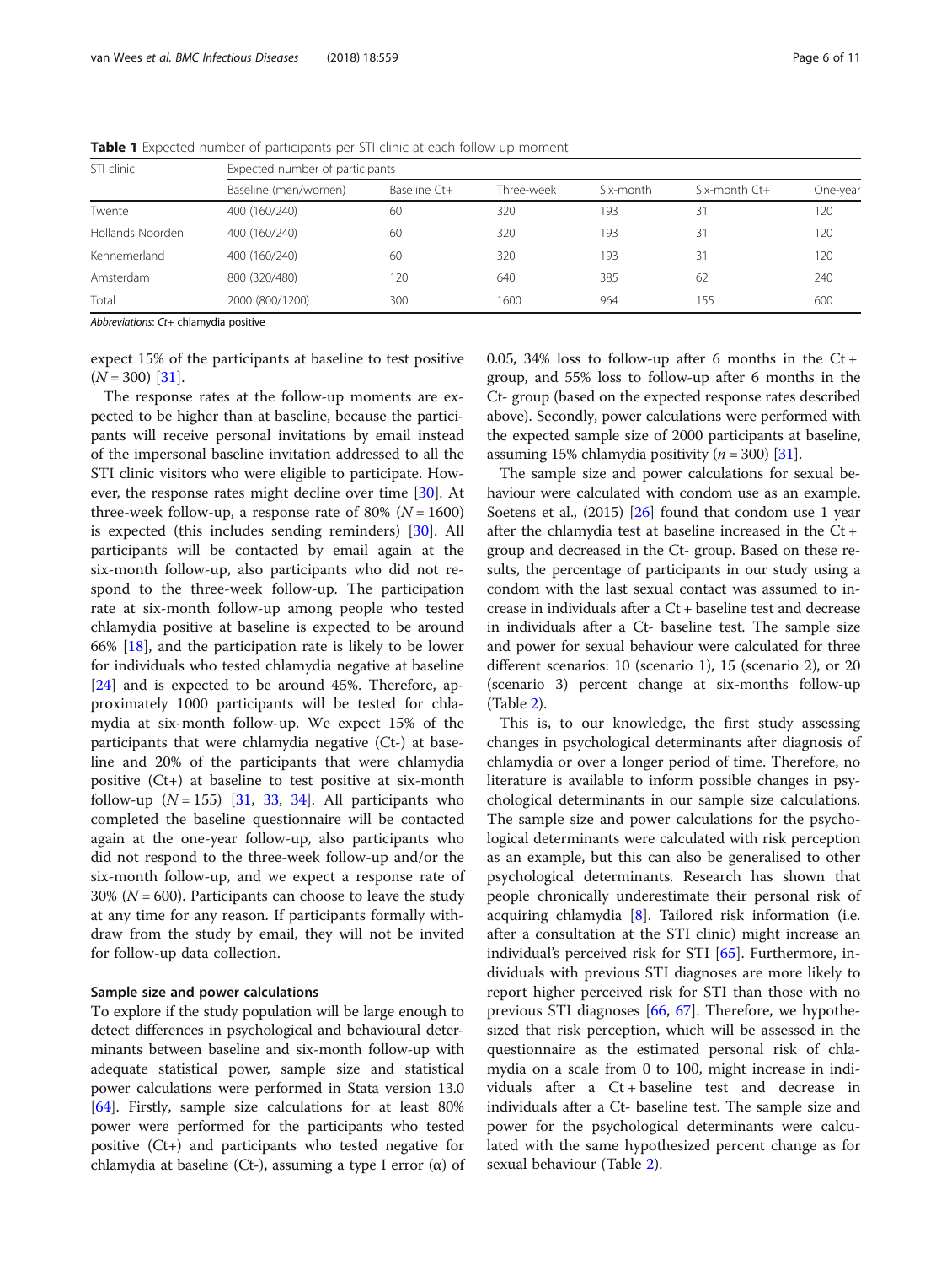**Table 1** Expected number of participants per STI clinic at each follow-up moment

| STI clinic | Expected number of participants | | | | | |
|---|---|---|---|---|---|---|
| | Baseline (men/women) | Baseline Ct+ | Three-week | Six-month | Six-month Ct+ | One-year |
| Twente | 400 (160/240) | 60 | 320 | 193 | 31 | 120 |
| Hollands Noorden | 400 (160/240) | 60 | 320 | 193 | 31 | 120 |
| Kennemerland | 400 (160/240) | 60 | 320 | 193 | 31 | 120 |
| Amsterdam | 800 (320/480) | 120 | 640 | 385 | 62 | 240 |
| Total | 2000 (800/1200) | 300 | 1600 | 964 | 155 | 600 |

*Abbreviations*: *Ct+* chlamydia positive

expect 15% of the participants at baseline to test positive ($N = 300$) [31].

The response rates at the follow-up moments are expected to be higher than at baseline, because the participants will receive personal invitations by email instead of the impersonal baseline invitation addressed to all the STI clinic visitors who were eligible to participate. However, the response rates might decline over time [30]. At three-week follow-up, a response rate of 80% ($N = 1600$) is expected (this includes sending reminders) [30]. All participants will be contacted by email again at the six-month follow-up, also participants who did not respond to the three-week follow-up. The participation rate at six-month follow-up among people who tested chlamydia positive at baseline is expected to be around 66% [18], and the participation rate is likely to be lower for individuals who tested chlamydia negative at baseline [24] and is expected to be around 45%. Therefore, approximately 1000 participants will be tested for chlamydia at six-month follow-up. We expect 15% of the participants that were chlamydia negative (Ct-) at baseline and 20% of the participants that were chlamydia positive (Ct+) at baseline to test positive at six-month follow-up ($N = 155$) [31, 33, 34]. All participants who completed the baseline questionnaire will be contacted again at the one-year follow-up, also participants who did not respond to the three-week follow-up and/or the six-month follow-up, and we expect a response rate of 30% ($N = 600$). Participants can choose to leave the study at any time for any reason. If participants formally withdraw from the study by email, they will not be invited for follow-up data collection.

### Sample size and power calculations

To explore if the study population will be large enough to detect differences in psychological and behavioural determinants between baseline and six-month follow-up with adequate statistical power, sample size and statistical power calculations were performed in Stata version 13.0 [64]. Firstly, sample size calculations for at least 80% power were performed for the participants who tested positive (Ct+) and participants who tested negative for chlamydia at baseline (Ct-), assuming a type I error ($\alpha$) of 0.05, 34% loss to follow-up after 6 months in the Ct + group, and 55% loss to follow-up after 6 months in the Ct- group (based on the expected response rates described above). Secondly, power calculations were performed with the expected sample size of 2000 participants at baseline, assuming 15% chlamydia positivity ($n = 300$) [31].

The sample size and power calculations for sexual behaviour were calculated with condom use as an example. Soetens et al., (2015) [26] found that condom use 1 year after the chlamydia test at baseline increased in the Ct + group and decreased in the Ct- group. Based on these results, the percentage of participants in our study using a condom with the last sexual contact was assumed to increase in individuals after a Ct + baseline test and decrease in individuals after a Ct- baseline test. The sample size and power for sexual behaviour were calculated for three different scenarios: 10 (scenario 1), 15 (scenario 2), or 20 (scenario 3) percent change at six-months follow-up (Table 2).

This is, to our knowledge, the first study assessing changes in psychological determinants after diagnosis of chlamydia or over a longer period of time. Therefore, no literature is available to inform possible changes in psychological determinants in our sample size calculations. The sample size and power calculations for the psychological determinants were calculated with risk perception as an example, but this can also be generalised to other psychological determinants. Research has shown that people chronically underestimate their personal risk of acquiring chlamydia [8]. Tailored risk information (i.e. after a consultation at the STI clinic) might increase an individual's perceived risk for STI [65]. Furthermore, individuals with previous STI diagnoses are more likely to report higher perceived risk for STI than those with no previous STI diagnoses [66, 67]. Therefore, we hypothesized that risk perception, which will be assessed in the questionnaire as the estimated personal risk of chlamydia on a scale from 0 to 100, might increase in individuals after a Ct + baseline test and decrease in individuals after a Ct- baseline test. The sample size and power for the psychological determinants were calculated with the same hypothesized percent change as for sexual behaviour (Table 2).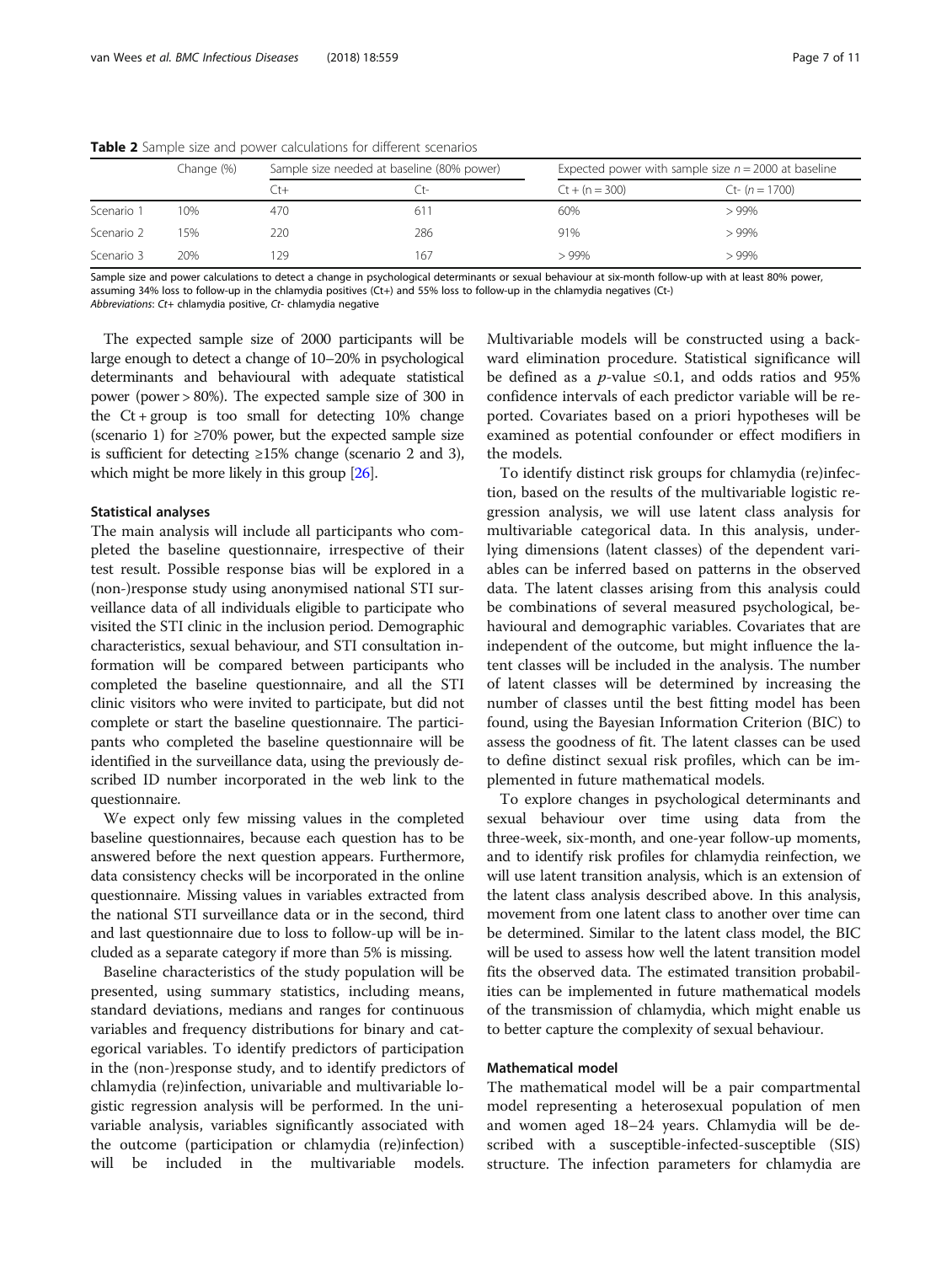**Table 2** Sample size and power calculations for different scenarios

| | Change (%) | Sample size needed at baseline (80% power) | | Expected power with sample size $n = 2000$ at baseline | |
|---|---|---|---|---|---|
| | | Ct+ | Ct- | Ct + (n = 300) | Ct- ($n = 1700$) |
| Scenario 1 | 10% | 470 | 611 | 60% | > 99% |
| Scenario 2 | 15% | 220 | 286 | 91% | > 99% |
| Scenario 3 | 20% | 129 | 167 | > 99% | > 99% |

Sample size and power calculations to detect a change in psychological determinants or sexual behaviour at six-month follow-up with at least 80% power, assuming 34% loss to follow-up in the chlamydia positives (Ct+) and 55% loss to follow-up in the chlamydia negatives (Ct-)
*Abbreviations*: *Ct+* chlamydia positive, *Ct-* chlamydia negative

The expected sample size of 2000 participants will be large enough to detect a change of 10–20% in psychological determinants and behavioural with adequate statistical power (power > 80%). The expected sample size of 300 in the Ct + group is too small for detecting 10% change (scenario 1) for ≥70% power, but the expected sample size is sufficient for detecting ≥15% change (scenario 2 and 3), which might be more likely in this group [26].

### Statistical analyses

The main analysis will include all participants who completed the baseline questionnaire, irrespective of their test result. Possible response bias will be explored in a (non-)response study using anonymised national STI surveillance data of all individuals eligible to participate who visited the STI clinic in the inclusion period. Demographic characteristics, sexual behaviour, and STI consultation information will be compared between participants who completed the baseline questionnaire, and all the STI clinic visitors who were invited to participate, but did not complete or start the baseline questionnaire. The participants who completed the baseline questionnaire will be identified in the surveillance data, using the previously described ID number incorporated in the web link to the questionnaire.

We expect only few missing values in the completed baseline questionnaires, because each question has to be answered before the next question appears. Furthermore, data consistency checks will be incorporated in the online questionnaire. Missing values in variables extracted from the national STI surveillance data or in the second, third and last questionnaire due to loss to follow-up will be included as a separate category if more than 5% is missing.

Baseline characteristics of the study population will be presented, using summary statistics, including means, standard deviations, medians and ranges for continuous variables and frequency distributions for binary and categorical variables. To identify predictors of participation in the (non-)response study, and to identify predictors of chlamydia (re)infection, univariable and multivariable logistic regression analysis will be performed. In the univariable analysis, variables significantly associated with the outcome (participation or chlamydia (re)infection) will be included in the multivariable models. Multivariable models will be constructed using a backward elimination procedure. Statistical significance will be defined as a *p*-value ≤0.1, and odds ratios and 95% confidence intervals of each predictor variable will be reported. Covariates based on a priori hypotheses will be examined as potential confounder or effect modifiers in the models.

To identify distinct risk groups for chlamydia (re)infection, based on the results of the multivariable logistic regression analysis, we will use latent class analysis for multivariable categorical data. In this analysis, underlying dimensions (latent classes) of the dependent variables can be inferred based on patterns in the observed data. The latent classes arising from this analysis could be combinations of several measured psychological, behavioural and demographic variables. Covariates that are independent of the outcome, but might influence the latent classes will be included in the analysis. The number of latent classes will be determined by increasing the number of classes until the best fitting model has been found, using the Bayesian Information Criterion (BIC) to assess the goodness of fit. The latent classes can be used to define distinct sexual risk profiles, which can be implemented in future mathematical models.

To explore changes in psychological determinants and sexual behaviour over time using data from the three-week, six-month, and one-year follow-up moments, and to identify risk profiles for chlamydia reinfection, we will use latent transition analysis, which is an extension of the latent class analysis described above. In this analysis, movement from one latent class to another over time can be determined. Similar to the latent class model, the BIC will be used to assess how well the latent transition model fits the observed data. The estimated transition probabilities can be implemented in future mathematical models of the transmission of chlamydia, which might enable us to better capture the complexity of sexual behaviour.

### Mathematical model

The mathematical model will be a pair compartmental model representing a heterosexual population of men and women aged 18–24 years. Chlamydia will be described with a susceptible-infected-susceptible (SIS) structure. The infection parameters for chlamydia are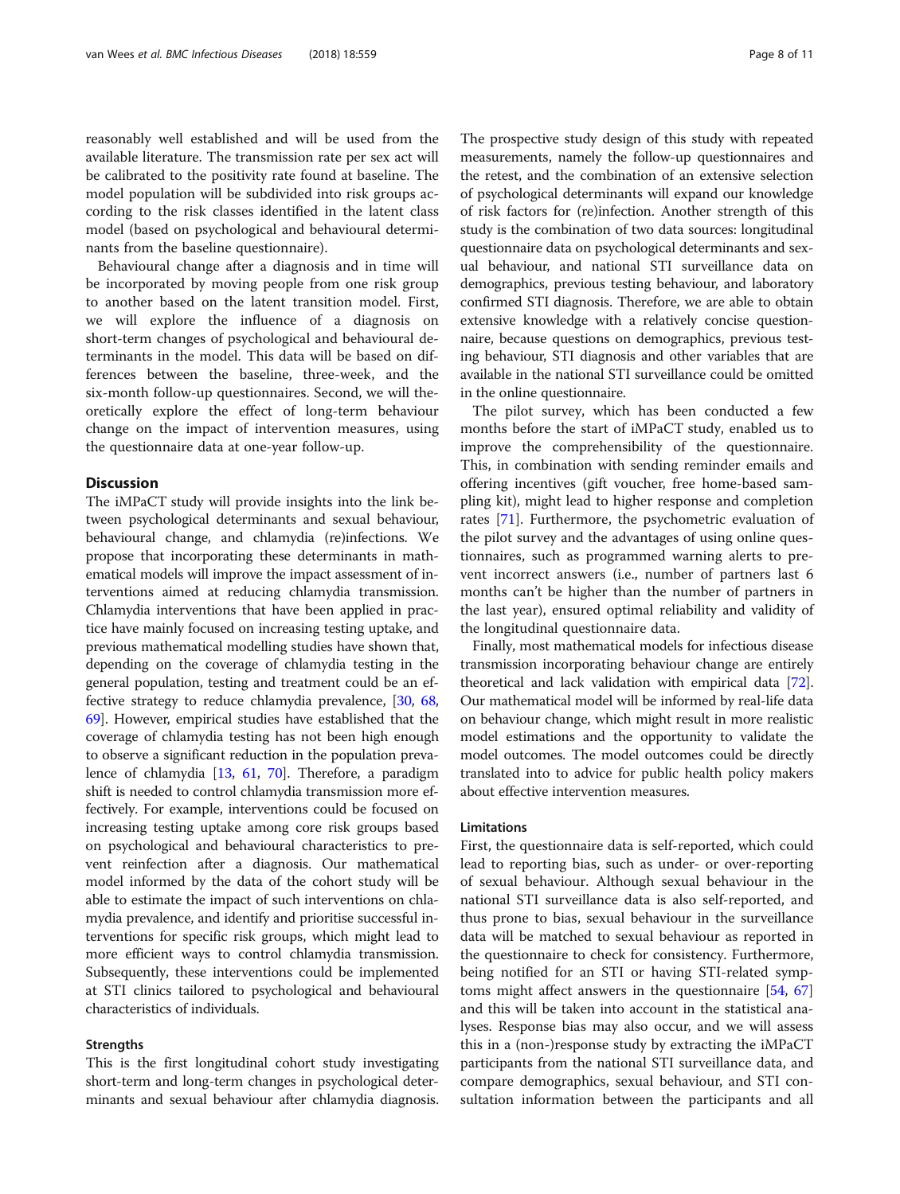reasonably well established and will be used from the available literature. The transmission rate per sex act will be calibrated to the positivity rate found at baseline. The model population will be subdivided into risk groups according to the risk classes identified in the latent class model (based on psychological and behavioural determinants from the baseline questionnaire).

Behavioural change after a diagnosis and in time will be incorporated by moving people from one risk group to another based on the latent transition model. First, we will explore the influence of a diagnosis on short-term changes of psychological and behavioural determinants in the model. This data will be based on differences between the baseline, three-week, and the six-month follow-up questionnaires. Second, we will theoretically explore the effect of long-term behaviour change on the impact of intervention measures, using the questionnaire data at one-year follow-up.

## Discussion

The iMPaCT study will provide insights into the link between psychological determinants and sexual behaviour, behavioural change, and chlamydia (re)infections. We propose that incorporating these determinants in mathematical models will improve the impact assessment of interventions aimed at reducing chlamydia transmission. Chlamydia interventions that have been applied in practice have mainly focused on increasing testing uptake, and previous mathematical modelling studies have shown that, depending on the coverage of chlamydia testing in the general population, testing and treatment could be an effective strategy to reduce chlamydia prevalence, [30, 68, 69]. However, empirical studies have established that the coverage of chlamydia testing has not been high enough to observe a significant reduction in the population prevalence of chlamydia [13, 61, 70]. Therefore, a paradigm shift is needed to control chlamydia transmission more effectively. For example, interventions could be focused on increasing testing uptake among core risk groups based on psychological and behavioural characteristics to prevent reinfection after a diagnosis. Our mathematical model informed by the data of the cohort study will be able to estimate the impact of such interventions on chlamydia prevalence, and identify and prioritise successful interventions for specific risk groups, which might lead to more efficient ways to control chlamydia transmission. Subsequently, these interventions could be implemented at STI clinics tailored to psychological and behavioural characteristics of individuals.

### Strengths

This is the first longitudinal cohort study investigating short-term and long-term changes in psychological determinants and sexual behaviour after chlamydia diagnosis. The prospective study design of this study with repeated measurements, namely the follow-up questionnaires and the retest, and the combination of an extensive selection of psychological determinants will expand our knowledge of risk factors for (re)infection. Another strength of this study is the combination of two data sources: longitudinal questionnaire data on psychological determinants and sexual behaviour, and national STI surveillance data on demographics, previous testing behaviour, and laboratory confirmed STI diagnosis. Therefore, we are able to obtain extensive knowledge with a relatively concise questionnaire, because questions on demographics, previous testing behaviour, STI diagnosis and other variables that are available in the national STI surveillance could be omitted in the online questionnaire.

The pilot survey, which has been conducted a few months before the start of iMPaCT study, enabled us to improve the comprehensibility of the questionnaire. This, in combination with sending reminder emails and offering incentives (gift voucher, free home-based sampling kit), might lead to higher response and completion rates [71]. Furthermore, the psychometric evaluation of the pilot survey and the advantages of using online questionnaires, such as programmed warning alerts to prevent incorrect answers (i.e., number of partners last 6 months can't be higher than the number of partners in the last year), ensured optimal reliability and validity of the longitudinal questionnaire data.

Finally, most mathematical models for infectious disease transmission incorporating behaviour change are entirely theoretical and lack validation with empirical data [72]. Our mathematical model will be informed by real-life data on behaviour change, which might result in more realistic model estimations and the opportunity to validate the model outcomes. The model outcomes could be directly translated into to advice for public health policy makers about effective intervention measures.

### Limitations

First, the questionnaire data is self-reported, which could lead to reporting bias, such as under- or over-reporting of sexual behaviour. Although sexual behaviour in the national STI surveillance data is also self-reported, and thus prone to bias, sexual behaviour in the surveillance data will be matched to sexual behaviour as reported in the questionnaire to check for consistency. Furthermore, being notified for an STI or having STI-related symptoms might affect answers in the questionnaire [54, 67] and this will be taken into account in the statistical analyses. Response bias may also occur, and we will assess this in a (non-)response study by extracting the iMPaCT participants from the national STI surveillance data, and compare demographics, sexual behaviour, and STI consultation information between the participants and all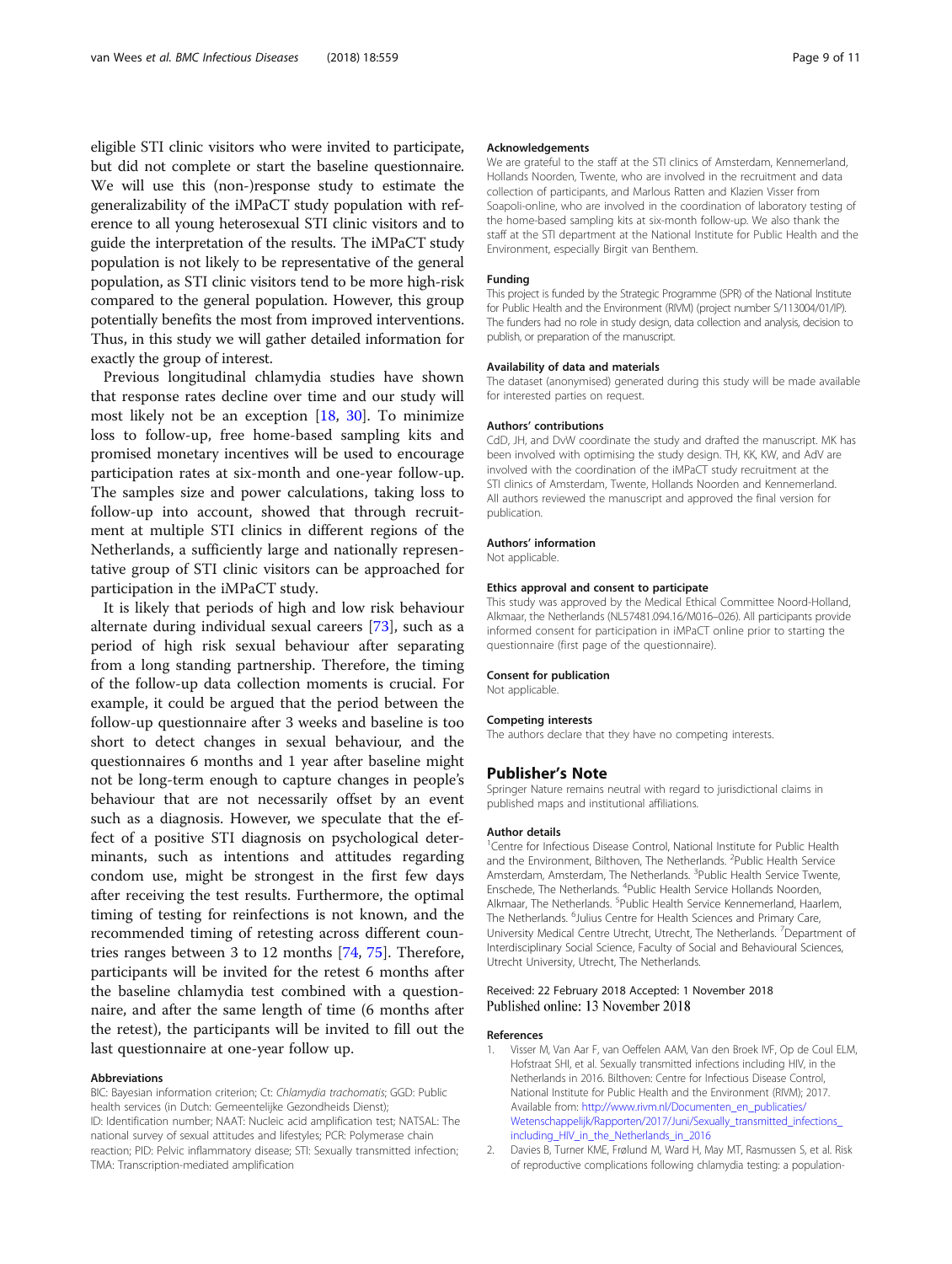eligible STI clinic visitors who were invited to participate, but did not complete or start the baseline questionnaire. We will use this (non-)response study to estimate the generalizability of the iMPaCT study population with reference to all young heterosexual STI clinic visitors and to guide the interpretation of the results. The iMPaCT study population is not likely to be representative of the general population, as STI clinic visitors tend to be more high-risk compared to the general population. However, this group potentially benefits the most from improved interventions. Thus, in this study we will gather detailed information for exactly the group of interest.

Previous longitudinal chlamydia studies have shown that response rates decline over time and our study will most likely not be an exception [18, 30]. To minimize loss to follow-up, free home-based sampling kits and promised monetary incentives will be used to encourage participation rates at six-month and one-year follow-up. The samples size and power calculations, taking loss to follow-up into account, showed that through recruitment at multiple STI clinics in different regions of the Netherlands, a sufficiently large and nationally representative group of STI clinic visitors can be approached for participation in the iMPaCT study.

It is likely that periods of high and low risk behaviour alternate during individual sexual careers [73], such as a period of high risk sexual behaviour after separating from a long standing partnership. Therefore, the timing of the follow-up data collection moments is crucial. For example, it could be argued that the period between the follow-up questionnaire after 3 weeks and baseline is too short to detect changes in sexual behaviour, and the questionnaires 6 months and 1 year after baseline might not be long-term enough to capture changes in people's behaviour that are not necessarily offset by an event such as a diagnosis. However, we speculate that the effect of a positive STI diagnosis on psychological determinants, such as intentions and attitudes regarding condom use, might be strongest in the first few days after receiving the test results. Furthermore, the optimal timing of testing for reinfections is not known, and the recommended timing of retesting across different countries ranges between 3 to 12 months [74, 75]. Therefore, participants will be invited for the retest 6 months after the baseline chlamydia test combined with a questionnaire, and after the same length of time (6 months after the retest), the participants will be invited to fill out the last questionnaire at one-year follow up.

#### Abbreviations

BIC: Bayesian information criterion; Ct: *Chlamydia trachomatis*; GGD: Public health services (in Dutch: Gemeentelijke Gezondheids Dienst); ID: Identification number; NAAT: Nucleic acid amplification test; NATSAL: The national survey of sexual attitudes and lifestyles; PCR: Polymerase chain reaction; PID: Pelvic inflammatory disease; STI: Sexually transmitted infection; TMA: Transcription-mediated amplification

#### Acknowledgements

We are grateful to the staff at the STI clinics of Amsterdam, Kennemerland, Hollands Noorden, Twente, who are involved in the recruitment and data collection of participants, and Marlous Ratten and Klazien Visser from Soapoli-online, who are involved in the coordination of laboratory testing of the home-based sampling kits at six-month follow-up. We also thank the staff at the STI department at the National Institute for Public Health and the Environment, especially Birgit van Benthem.

#### Funding

This project is funded by the Strategic Programme (SPR) of the National Institute for Public Health and the Environment (RIVM) (project number S/113004/01/IP). The funders had no role in study design, data collection and analysis, decision to publish, or preparation of the manuscript.

#### Availability of data and materials

The dataset (anonymised) generated during this study will be made available for interested parties on request.

#### Authors' contributions

CdD, JH, and DvW coordinate the study and drafted the manuscript. MK has been involved with optimising the study design. TH, KK, KW, and AdV are involved with the coordination of the iMPaCT study recruitment at the STI clinics of Amsterdam, Twente, Hollands Noorden and Kennemerland. All authors reviewed the manuscript and approved the final version for publication.

#### Authors' information

Not applicable.

#### Ethics approval and consent to participate

This study was approved by the Medical Ethical Committee Noord-Holland, Alkmaar, the Netherlands (NL57481.094.16/M016–026). All participants provide informed consent for participation in iMPaCT online prior to starting the questionnaire (first page of the questionnaire).

#### Consent for publication

Not applicable.

#### Competing interests

The authors declare that they have no competing interests.

### Publisher's Note

Springer Nature remains neutral with regard to jurisdictional claims in published maps and institutional affiliations.

#### Author details

[1]Centre for Infectious Disease Control, National Institute for Public Health and the Environment, Bilthoven, The Netherlands. [2]Public Health Service Amsterdam, Amsterdam, The Netherlands. [3]Public Health Service Twente, Enschede, The Netherlands. [4]Public Health Service Hollands Noorden, Alkmaar, The Netherlands. [5]Public Health Service Kennemerland, Haarlem, The Netherlands. [6]Julius Centre for Health Sciences and Primary Care, University Medical Centre Utrecht, Utrecht, The Netherlands. [7]Department of Interdisciplinary Social Science, Faculty of Social and Behavioural Sciences, Utrecht University, Utrecht, The Netherlands.

Received: 22 February 2018 Accepted: 1 November 2018
Published online: 13 November 2018

#### References

1. Visser M, Van Aar F, van Oeffelen AAM, Van den Broek IVF, Op de Coul ELM, Hofstraat SHI, et al. Sexually transmitted infections including HIV, in the Netherlands in 2016. Bilthoven: Centre for Infectious Disease Control, National Institute for Public Health and the Environment (RIVM); 2017. Available from: http://www.rivm.nl/Documenten_en_publicaties/Wetenschappelijk/Rapporten/2017/Juni/Sexually_transmitted_infections_including_HIV_in_the_Netherlands_in_2016
2. Davies B, Turner KME, Frølund M, Ward H, May MT, Rasmussen S, et al. Risk of reproductive complications following chlamydia testing: a population-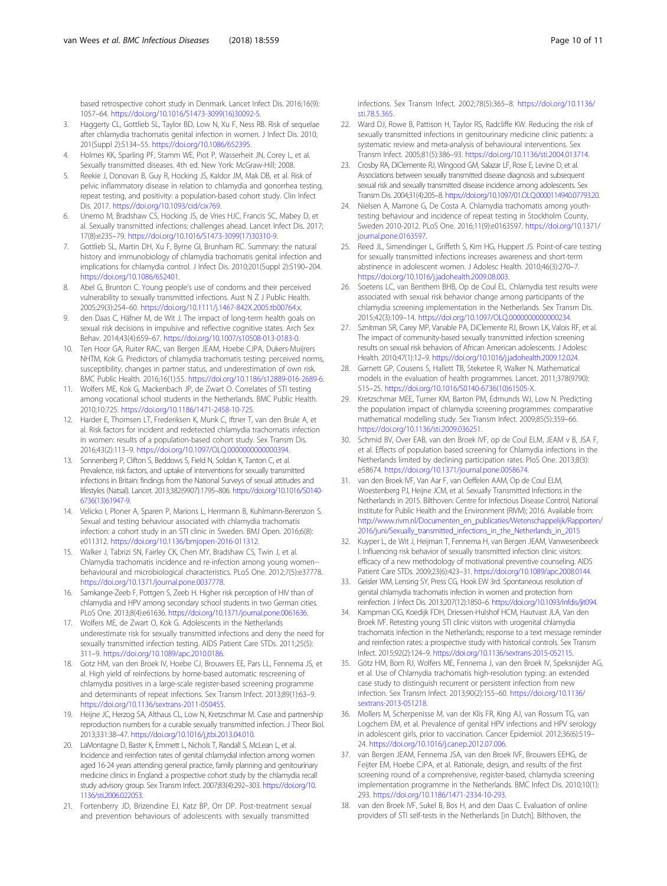based retrospective cohort study in Denmark. Lancet Infect Dis. 2016;16(9): 1057–64. https://doi.org/10.1016/S1473-3099(16)30092-5.

3. Haggerty CL, Gottlieb SL, Taylor BD, Low N, Xu F, Ness RB. Risk of sequelae after chlamydia trachomatis genital infection in women. J Infect Dis. 2010; 201(Suppl 2):S134–55. https://doi.org/10.1086/652395.
4. Holmes KK, Sparling PF, Stamm WE, Piot P, Wasserheit JN, Corey L, et al. Sexually transmitted diseases. 4th ed. New York: McGraw-Hill; 2008.
5. Reekie J, Donovan B, Guy R, Hocking JS, Kaldor JM, Mak DB, et al. Risk of pelvic inflammatory disease in relation to chlamydia and gonorrhea testing, repeat testing, and positivity: a population-based cohort study. Clin Infect Dis. 2017. https://doi.org/10.1093/cid/cix769.
6. Unemo M, Bradshaw CS, Hocking JS, de Vries HJC, Francis SC, Mabey D, et al. Sexually transmitted infections: challenges ahead. Lancet Infect Dis. 2017; 17(8):e235–79. https://doi.org/10.1016/S1473-3099(17)30310-9.
7. Gottlieb SL, Martin DH, Xu F, Byrne GI, Brunham RC. Summary: the natural history and immunobiology of chlamydia trachomatis genital infection and implications for chlamydia control. J Infect Dis. 2010;201(Suppl 2):S190–204. https://doi.org/10.1086/652401.
8. Abel G, Brunton C. Young people's use of condoms and their perceived vulnerability to sexually transmitted infections. Aust N Z J Public Health. 2005;29(3):254–60. https://doi.org/10.1111/j.1467-842X.2005.tb00764.x.
9. den Daas C, Häfner M, de Wit J. The impact of long-term health goals on sexual risk decisions in impulsive and reflective cognitive states. Arch Sex Behav. 2014;43(4):659–67. https://doi.org/10.1007/s10508-013-0183-0.
10. Ten Hoor GA, Ruiter RAC, van Bergen JEAM, Hoebe CJPA, Dukers-Muijrers NHTM, Kok G. Predictors of chlamydia trachomatis testing: perceived norms, susceptibility, changes in partner status, and underestimation of own risk. BMC Public Health. 2016;16(1):55. https://doi.org/10.1186/s12889-016-2689-6.
11. Wolfers ME, Kok G, Mackenbach JP, de Zwart O. Correlates of STI testing among vocational school students in the Netherlands. BMC Public Health. 2010;10:725. https://doi.org/10.1186/1471-2458-10-725.
12. Harder E, Thomsen LT, Frederiksen K, Munk C, Iftner T, van den Brule A, et al. Risk factors for incident and redetected chlamydia trachomatis infection in women: results of a population-based cohort study. Sex Transm Dis. 2016;43(2):113–9. https://doi.org/10.1097/OLQ.0000000000000394.
13. Sonnenberg P, Clifton S, Beddows S, Field N, Soldan K, Tanton C, et al. Prevalence, risk factors, and uptake of interventions for sexually transmitted infections in Britain: findings from the National Surveys of sexual attitudes and lifestyles (Natsal). Lancet. 2013;382(9907):1795–806. https://doi.org/10.1016/S0140-6736(13)61947-9.
14. Velicko I, Ploner A, Sparen P, Marions L, Herrmann B, Kuhlmann-Berenzon S. Sexual and testing behaviour associated with chlamydia trachomatis infection: a cohort study in an STI clinic in Sweden. BMJ Open. 2016;6(8): e011312. https://doi.org/10.1136/bmjopen-2016-011312.
15. Walker J, Tabrizi SN, Fairley CK, Chen MY, Bradshaw CS, Twin J, et al. Chlamydia trachomatis incidence and re-infection among young women--behavioural and microbiological characteristics. PLoS One. 2012;7(5):e37778. https://doi.org/10.1371/journal.pone.0037778.
16. Samkange-Zeeb F, Pottgen S, Zeeb H. Higher risk perception of HIV than of chlamydia and HPV among secondary school students in two German cities. PLoS One. 2013;8(4):e61636. https://doi.org/10.1371/journal.pone.0061636.
17. Wolfers ME, de Zwart O, Kok G. Adolescents in the Netherlands underestimate risk for sexually transmitted infections and deny the need for sexually transmitted infection testing. AIDS Patient Care STDs. 2011;25(5): 311–9. https://doi.org/10.1089/apc.2010.0186.
18. Gotz HM, van den Broek IV, Hoebe CJ, Brouwers EE, Pars LL, Fennema JS, et al. High yield of reinfections by home-based automatic rescreening of chlamydia positives in a large-scale register-based screening programme and determinants of repeat infections. Sex Transm Infect. 2013;89(1):63–9. https://doi.org/10.1136/sextrans-2011-050455.
19. Heijne JC, Herzog SA, Althaus CL, Low N, Kretzschmar M. Case and partnership reproduction numbers for a curable sexually transmitted infection. J Theor Biol. 2013;331:38–47. https://doi.org/10.1016/j.jtbi.2013.04.010.
20. LaMontagne D, Baster K, Emmett L, Nichols T, Randall S, McLean L, et al. Incidence and reinfection rates of genital chlamydial infection among women aged 16-24 years attending general practice, family planning and genitourinary medicine clinics in England: a prospective cohort study by the chlamydia recall study advisory group. Sex Transm Infect. 2007;83(4):292–303. https://doi.org/10.1136/sti.2006.022053.
21. Fortenberry JD, Brizendine EJ, Katz BP, Orr DP. Post-treatment sexual and prevention behaviours of adolescents with sexually transmitted infections. Sex Transm Infect. 2002;78(5):365–8. https://doi.org/10.1136/sti.78.5.365.
22. Ward DJ, Rowe B, Pattison H, Taylor RS, Radcliffe KW. Reducing the risk of sexually transmitted infections in genitourinary medicine clinic patients: a systematic review and meta-analysis of behavioural interventions. Sex Transm Infect. 2005;81(5):386–93. https://doi.org/10.1136/sti.2004.013714.
23. Crosby RA, DiClemente RJ, Wingood GM, Salazar LF, Rose E, Levine D, et al. Associations between sexually transmitted disease diagnosis and subsequent sexual risk and sexually transmitted disease incidence among adolescents. Sex Transm Dis. 2004;31(4):205–8. https://doi.org/10.1097/01.OLQ.0000114940.07793.20.
24. Nielsen A, Marrone G, De Costa A. Chlamydia trachomatis among youth-testing behaviour and incidence of repeat testing in Stockholm County, Sweden 2010-2012. PLoS One. 2016;11(9):e0163597. https://doi.org/10.1371/journal.pone.0163597.
25. Reed JL, Simendinger L, Griffeth S, Kim HG, Huppert JS. Point-of-care testing for sexually transmitted infections increases awareness and short-term abstinence in adolescent women. J Adolesc Health. 2010;46(3):270–7. https://doi.org/10.1016/j.jadohealth.2009.08.003.
26. Soetens LC, van Benthem BHB, Op de Coul EL. Chlamydia test results were associated with sexual risk behavior change among participants of the chlamydia screening implementation in the Netherlands. Sex Transm Dis. 2015;42(3):109–14. https://doi.org/10.1097/OLQ.0000000000000234.
27. Sznitman SR, Carey MP, Vanable PA, DiClemente RJ, Brown LK, Valois RF, et al. The impact of community-based sexually transmitted infection screening results on sexual risk behaviors of African American adolescents. J Adolesc Health. 2010;47(1):12–9. https://doi.org/10.1016/j.jadohealth.2009.12.024.
28. Garnett GP, Cousens S, Hallett TB, Steketee R, Walker N. Mathematical models in the evaluation of health programmes. Lancet. 2011;378(9790): 515–25. https://doi.org/10.1016/S0140-6736(10)61505-X.
29. Kretzschmar MEE, Turner KM, Barton PM, Edmunds WJ, Low N. Predicting the population impact of chlamydia screening programmes: comparative mathematical modelling study. Sex Transm Infect. 2009;85(5):359–66. https://doi.org/10.1136/sti.2009.036251.
30. Schmid BV, Over EAB, van den Broek IVF, op de Coul ELM, JEAM v B, JSA F, et al. Effects of population based screening for Chlamydia infections in the Netherlands limited by declining participation rates. PloS One. 2013;8(3): e58674. https://doi.org/10.1371/journal.pone.0058674.
31. van den Broek IVF, Van Aar F, van Oeffelen AAM, Op de Coul ELM, Woestenberg PJ, Heijne JCM, et al. Sexually Transmitted Infections in the Netherlands in 2015. Bilthoven: Centre for Infectious Disease Control, National Institute for Public Health and the Environment (RIVM); 2016. Available from: http://www.rivm.nl/Documenten_en_publicaties/Wetenschappelijk/Rapporten/2016/juni/Sexually_transmitted_infections_in_the_Netherlands_in_2015
32. Kuyper L, de Wit J, Heijman T, Fennema H, van Bergen JEAM, Vanwesenbeeck I. Influencing risk behavior of sexually transmitted infection clinic visitors: efficacy of a new methodology of motivational preventive counseling. AIDS Patient Care STDs. 2009;23(6):423–31. https://doi.org/10.1089/apc.2008.0144.
33. Geisler WM, Lensing SY, Press CG, Hook EW 3rd. Spontaneous resolution of genital chlamydia trachomatis infection in women and protection from reinfection. J Infect Dis. 2013;207(12):1850–6. https://doi.org/10.1093/infdis/jit094.
34. Kampman CIG, Koedijk FDH, Driessen-Hulshof HCM, Hautvast JLA, Van den Broek IVF. Retesting young STI clinic visitors with urogenital chlamydia trachomatis infection in the Netherlands; response to a text message reminder and reinfection rates: a prospective study with historical controls. Sex Transm Infect. 2015;92(2):124–9. https://doi.org/10.1136/sextrans-2015-052115.
35. Götz HM, Bom RJ, Wolfers ME, Fennema J, van den Broek IV, Speksnijder AG, et al. Use of Chlamydia trachomatis high-resolution typing: an extended case study to distinguish recurrent or persistent infection from new infection. Sex Transm Infect. 2013;90(2):155–60. https://doi.org/10.1136/sextrans-2013-051218.
36. Mollers M, Scherpenisse M, van der Klis FR, King AJ, van Rossum TG, van Logchem EM, et al. Prevalence of genital HPV infections and HPV serology in adolescent girls, prior to vaccination. Cancer Epidemiol. 2012;36(6):519–24. https://doi.org/10.1016/j.canep.2012.07.006.
37. van Bergen JEAM, Fennema JSA, van den Broek IVF, Brouwers EEHG, de Feijter EM, Hoebe CJPA, et al. Rationale, design, and results of the first screening round of a comprehensive, register-based, chlamydia screening implementation programme in the Netherlands. BMC Infect Dis. 2010;10(1): 293. https://doi.org/10.1186/1471-2334-10-293.
38. van den Broek IVF, Sukel B, Bos H, and den Daas C. Evaluation of online providers of STI self-tests in the Netherlands [in Dutch]. Bilthoven, the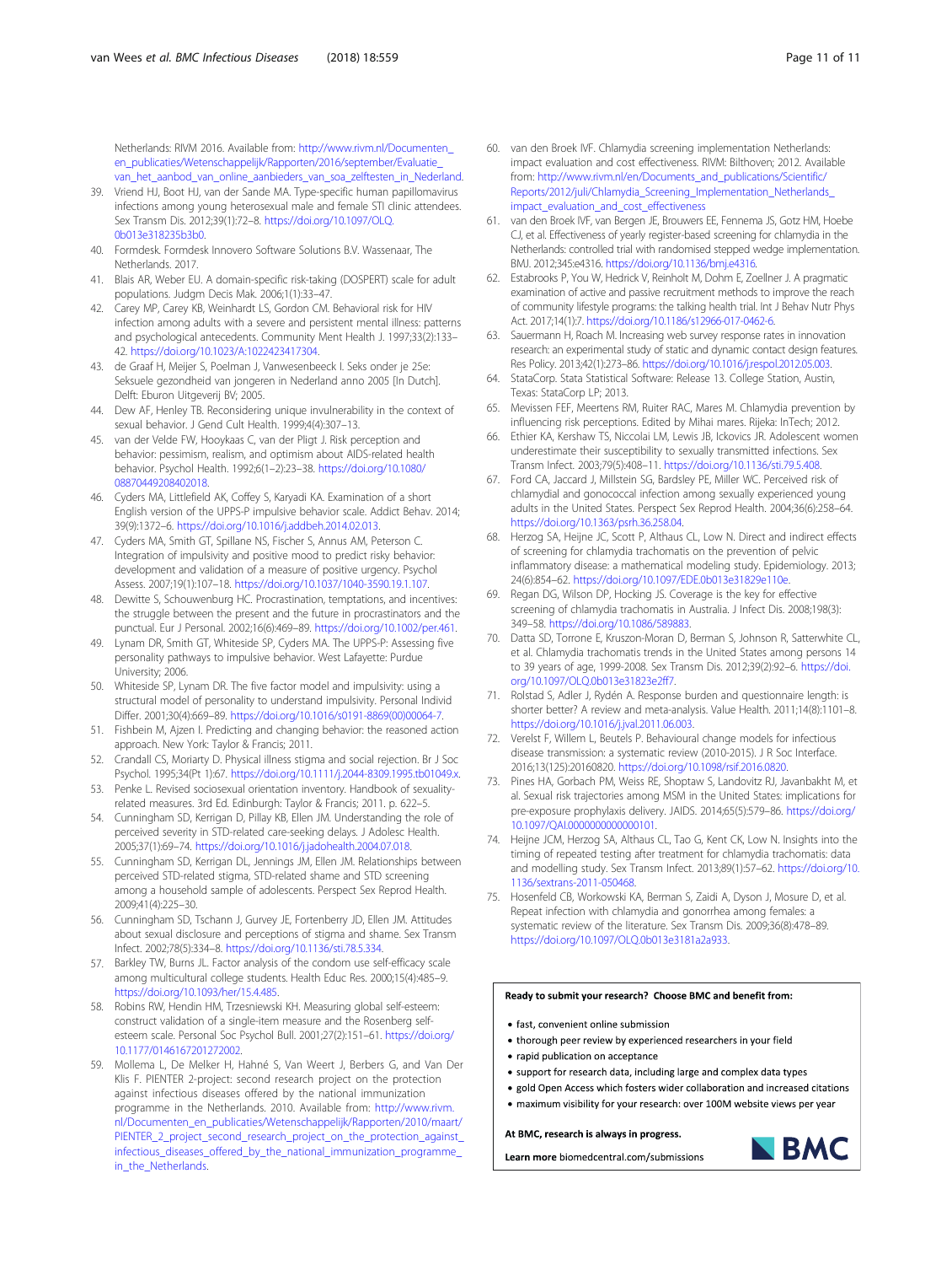Netherlands: RIVM 2016. Available from: http://www.rivm.nl/Documenten_en_publicaties/Wetenschappelijk/Rapporten/2016/september/Evaluatie_van_het_aanbod_van_online_aanbieders_van_soa_zelftesten_in_Nederland.

39. Vriend HJ, Boot HJ, van der Sande MA. Type-specific human papillomavirus infections among young heterosexual male and female STI clinic attendees. Sex Transm Dis. 2012;39(1):72–8. https://doi.org/10.1097/OLQ.0b013e318235b3b0.
40. Formdesk. Formdesk Innovero Software Solutions B.V. Wassenaar, The Netherlands. 2017.
41. Blais AR, Weber EU. A domain-specific risk-taking (DOSPERT) scale for adult populations. Judgm Decis Mak. 2006;1(1):33–47.
42. Carey MP, Carey KB, Weinhardt LS, Gordon CM. Behavioral risk for HIV infection among adults with a severe and persistent mental illness: patterns and psychological antecedents. Community Ment Health J. 1997;33(2):133–42. https://doi.org/10.1023/A:1022423417304.
43. de Graaf H, Meijer S, Poelman J, Vanwesenbeeck I. Seks onder je 25e: Seksuele gezondheid van jongeren in Nederland anno 2005 [In Dutch]. Delft: Eburon Uitgeverij BV; 2005.
44. Dew AF, Henley TB. Reconsidering unique invulnerability in the context of sexual behavior. J Gend Cult Health. 1999;4(4):307–13.
45. van der Velde FW, Hooykaas C, van der Pligt J. Risk perception and behavior: pessimism, realism, and optimism about AIDS-related health behavior. Psychol Health. 1992;6(1–2):23–38. https://doi.org/10.1080/08870449208402018.
46. Cyders MA, Littlefield AK, Coffey S, Karyadi KA. Examination of a short English version of the UPPS-P impulsive behavior scale. Addict Behav. 2014;39(9):1372–6. https://doi.org/10.1016/j.addbeh.2014.02.013.
47. Cyders MA, Smith GT, Spillane NS, Fischer S, Annus AM, Peterson C. Integration of impulsivity and positive mood to predict risky behavior: development and validation of a measure of positive urgency. Psychol Assess. 2007;19(1):107–18. https://doi.org/10.1037/1040-3590.19.1.107.
48. Dewitte S, Schouwenburg HC. Procrastination, temptations, and incentives: the struggle between the present and the future in procrastinators and the punctual. Eur J Personal. 2002;16(6):469–89. https://doi.org/10.1002/per.461.
49. Lynam DR, Smith GT, Whiteside SP, Cyders MA. The UPPS-P: Assessing five personality pathways to impulsive behavior. West Lafayette: Purdue University; 2006.
50. Whiteside SP, Lynam DR. The five factor model and impulsivity: using a structural model of personality to understand impulsivity. Personal Individ Differ. 2001;30(4):669–89. https://doi.org/10.1016/s0191-8869(00)00064-7.
51. Fishbein M, Ajzen I. Predicting and changing behavior: the reasoned action approach. New York: Taylor & Francis; 2011.
52. Crandall CS, Moriarty D. Physical illness stigma and social rejection. Br J Soc Psychol. 1995;34(Pt 1):67. https://doi.org/10.1111/j.2044-8309.1995.tb01049.x.
53. Penke L. Revised sociosexual orientation inventory. Handbook of sexuality-related measures. 3rd Ed. Edinburgh: Taylor & Francis; 2011. p. 622–5.
54. Cunningham SD, Kerrigan D, Pillay KB, Ellen JM. Understanding the role of perceived severity in STD-related care-seeking delays. J Adolesc Health. 2005;37(1):69–74. https://doi.org/10.1016/j.jadohealth.2004.07.018.
55. Cunningham SD, Kerrigan DL, Jennings JM, Ellen JM. Relationships between perceived STD-related stigma, STD-related shame and STD screening among a household sample of adolescents. Perspect Sex Reprod Health. 2009;41(4):225–30.
56. Cunningham SD, Tschann J, Gurvey JE, Fortenberry JD, Ellen JM. Attitudes about sexual disclosure and perceptions of stigma and shame. Sex Transm Infect. 2002;78(5):334–8. https://doi.org/10.1136/sti.78.5.334.
57. Barkley TW, Burns JL. Factor analysis of the condom use self-efficacy scale among multicultural college students. Health Educ Res. 2000;15(4):485–9. https://doi.org/10.1093/her/15.4.485.
58. Robins RW, Hendin HM, Trzesniewski KH. Measuring global self-esteem: construct validation of a single-item measure and the Rosenberg self-esteem scale. Personal Soc Psychol Bull. 2001;27(2):151–61. https://doi.org/10.1177/0146167201272002.
59. Mollema L, De Melker H, Hahné S, Van Weert J, Berbers G, and Van Der Klis F. PIENTER 2-project: second research project on the protection against infectious diseases offered by the national immunization programme in the Netherlands. 2010. Available from: http://www.rivm.nl/Documenten_en_publicaties/Wetenschappelijk/Rapporten/2010/maart/PIENTER_2_project_second_research_project_on_the_protection_against_infectious_diseases_offered_by_the_national_immunization_programme_in_the_Netherlands.
60. van den Broek IVF. Chlamydia screening implementation Netherlands: impact evaluation and cost effectiveness. RIVM: Bilthoven; 2012. Available from: http://www.rivm.nl/en/Documents_and_publications/Scientific/Reports/2012/juli/Chlamydia_Screening_Implementation_Netherlands_impact_evaluation_and_cost_effectiveness
61. van den Broek IVF, van Bergen JE, Brouwers EE, Fennema JS, Gotz HM, Hoebe CJ, et al. Effectiveness of yearly register-based screening for chlamydia in the Netherlands: controlled trial with randomised stepped wedge implementation. BMJ. 2012;345:e4316. https://doi.org/10.1136/bmj.e4316.
62. Estabrooks P, You W, Hedrick V, Reinholt M, Dohm E, Zoellner J. A pragmatic examination of active and passive recruitment methods to improve the reach of community lifestyle programs: the talking health trial. Int J Behav Nutr Phys Act. 2017;14(1):7. https://doi.org/10.1186/s12966-017-0462-6.
63. Sauermann H, Roach M. Increasing web survey response rates in innovation research: an experimental study of static and dynamic contact design features. Res Policy. 2013;42(1):273–86. https://doi.org/10.1016/j.respol.2012.05.003.
64. StataCorp. Stata Statistical Software: Release 13. College Station, Austin, Texas: StataCorp LP; 2013.
65. Mevissen FEF, Meertens RM, Ruiter RAC, Mares M. Chlamydia prevention by influencing risk perceptions. Edited by Mihai mares. Rijeka: InTech; 2012.
66. Ethier KA, Kershaw TS, Niccolai LM, Lewis JB, Ickovics JR. Adolescent women underestimate their susceptibility to sexually transmitted infections. Sex Transm Infect. 2003;79(5):408–11. https://doi.org/10.1136/sti.79.5.408.
67. Ford CA, Jaccard J, Millstein SG, Bardsley PE, Miller WC. Perceived risk of chlamydial and gonococcal infection among sexually experienced young adults in the United States. Perspect Sex Reprod Health. 2004;36(6):258–64. https://doi.org/10.1363/psrh.36.258.04.
68. Herzog SA, Heijne JC, Scott P, Althaus CL, Low N. Direct and indirect effects of screening for chlamydia trachomatis on the prevention of pelvic inflammatory disease: a mathematical modeling study. Epidemiology. 2013;24(6):854–62. https://doi.org/10.1097/EDE.0b013e31829e110e.
69. Regan DG, Wilson DP, Hocking JS. Coverage is the key for effective screening of chlamydia trachomatis in Australia. J Infect Dis. 2008;198(3):349–58. https://doi.org/10.1086/589883.
70. Datta SD, Torrone E, Kruszon-Moran D, Berman S, Johnson R, Satterwhite CL, et al. Chlamydia trachomatis trends in the United States among persons 14 to 39 years of age, 1999-2008. Sex Transm Dis. 2012;39(2):92–6. https://doi.org/10.1097/OLQ.0b013e31823e2ff7.
71. Rolstad S, Adler J, Rydén A. Response burden and questionnaire length: is shorter better? A review and meta-analysis. Value Health. 2011;14(8):1101–8. https://doi.org/10.1016/j.jval.2011.06.003.
72. Verelst F, Willem L, Beutels P. Behavioural change models for infectious disease transmission: a systematic review (2010-2015). J R Soc Interface. 2016;13(125):20160820. https://doi.org/10.1098/rsif.2016.0820.
73. Pines HA, Gorbach PM, Weiss RE, Shoptaw S, Landovitz RJ, Javanbakht M, et al. Sexual risk trajectories among MSM in the United States: implications for pre-exposure prophylaxis delivery. JAIDS. 2014;65(5):579–86. https://doi.org/10.1097/QAI.0000000000000101.
74. Heijne JCM, Herzog SA, Althaus CL, Tao G, Kent CK, Low N. Insights into the timing of repeated testing after treatment for chlamydia trachomatis: data and modelling study. Sex Transm Infect. 2013;89(1):57–62. https://doi.org/10.1136/sextrans-2011-050468.
75. Hosenfeld CB, Workowski KA, Berman S, Zaidi A, Dyson J, Mosure D, et al. Repeat infection with chlamydia and gonorrhea among females: a systematic review of the literature. Sex Transm Dis. 2009;36(8):478–89. https://doi.org/10.1097/OLQ.0b013e3181a2a933.

**Ready to submit your research? Choose BMC and benefit from:**

- fast, convenient online submission
- thorough peer review by experienced researchers in your field
- rapid publication on acceptance
- support for research data, including large and complex data types
- gold Open Access which fosters wider collaboration and increased citations
- maximum visibility for your research: over 100M website views per year

**At BMC, research is always in progress.**

**Learn more** biomedcentral.com/submissions

BMC